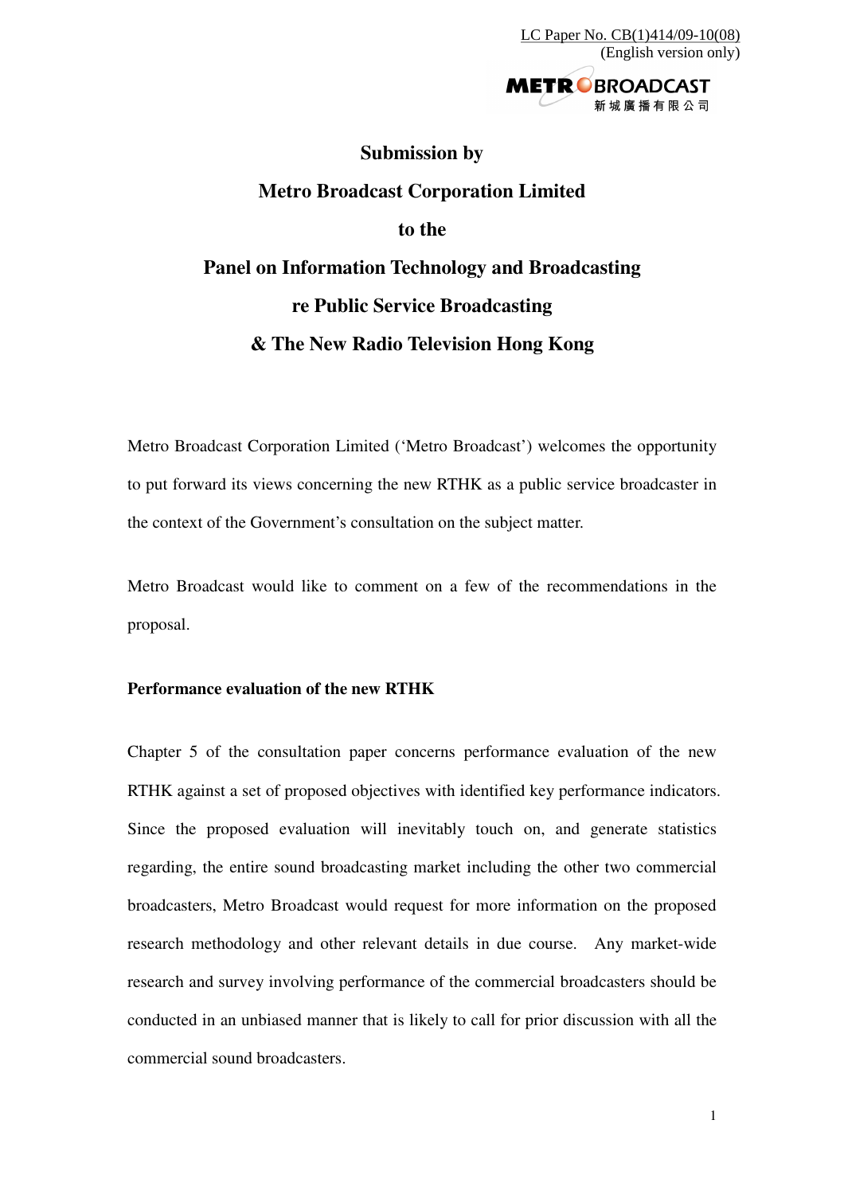LC Paper No. CB(1)414/09-10(08)
(English version only)

# Submission by
# Metro Broadcast Corporation Limited
# to the
# Panel on Information Technology and Broadcasting
# re Public Service Broadcasting
# & The New Radio Television Hong Kong

Metro Broadcast Corporation Limited ('Metro Broadcast') welcomes the opportunity to put forward its views concerning the new RTHK as a public service broadcaster in the context of the Government's consultation on the subject matter.

Metro Broadcast would like to comment on a few of the recommendations in the proposal.

**Performance evaluation of the new RTHK**

Chapter 5 of the consultation paper concerns performance evaluation of the new RTHK against a set of proposed objectives with identified key performance indicators. Since the proposed evaluation will inevitably touch on, and generate statistics regarding, the entire sound broadcasting market including the other two commercial broadcasters, Metro Broadcast would request for more information on the proposed research methodology and other relevant details in due course. Any market-wide research and survey involving performance of the commercial broadcasters should be conducted in an unbiased manner that is likely to call for prior discussion with all the commercial sound broadcasters.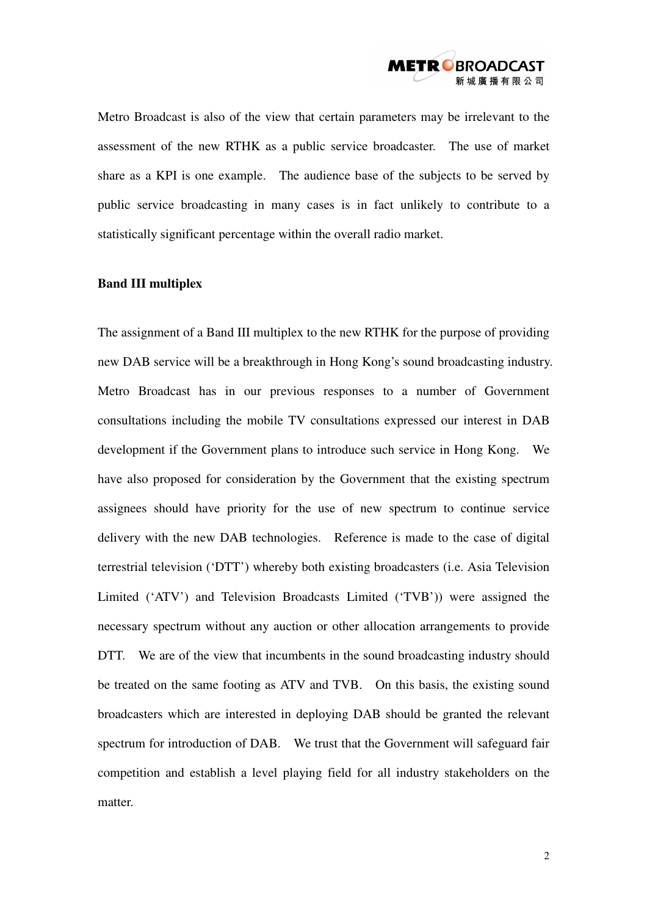Metro Broadcast is also of the view that certain parameters may be irrelevant to the assessment of the new RTHK as a public service broadcaster. The use of market share as a KPI is one example. The audience base of the subjects to be served by public service broadcasting in many cases is in fact unlikely to contribute to a statistically significant percentage within the overall radio market.

**Band III multiplex**

The assignment of a Band III multiplex to the new RTHK for the purpose of providing new DAB service will be a breakthrough in Hong Kong's sound broadcasting industry. Metro Broadcast has in our previous responses to a number of Government consultations including the mobile TV consultations expressed our interest in DAB development if the Government plans to introduce such service in Hong Kong. We have also proposed for consideration by the Government that the existing spectrum assignees should have priority for the use of new spectrum to continue service delivery with the new DAB technologies. Reference is made to the case of digital terrestrial television ('DTT') whereby both existing broadcasters (i.e. Asia Television Limited ('ATV') and Television Broadcasts Limited ('TVB')) were assigned the necessary spectrum without any auction or other allocation arrangements to provide DTT. We are of the view that incumbents in the sound broadcasting industry should be treated on the same footing as ATV and TVB. On this basis, the existing sound broadcasters which are interested in deploying DAB should be granted the relevant spectrum for introduction of DAB. We trust that the Government will safeguard fair competition and establish a level playing field for all industry stakeholders on the matter.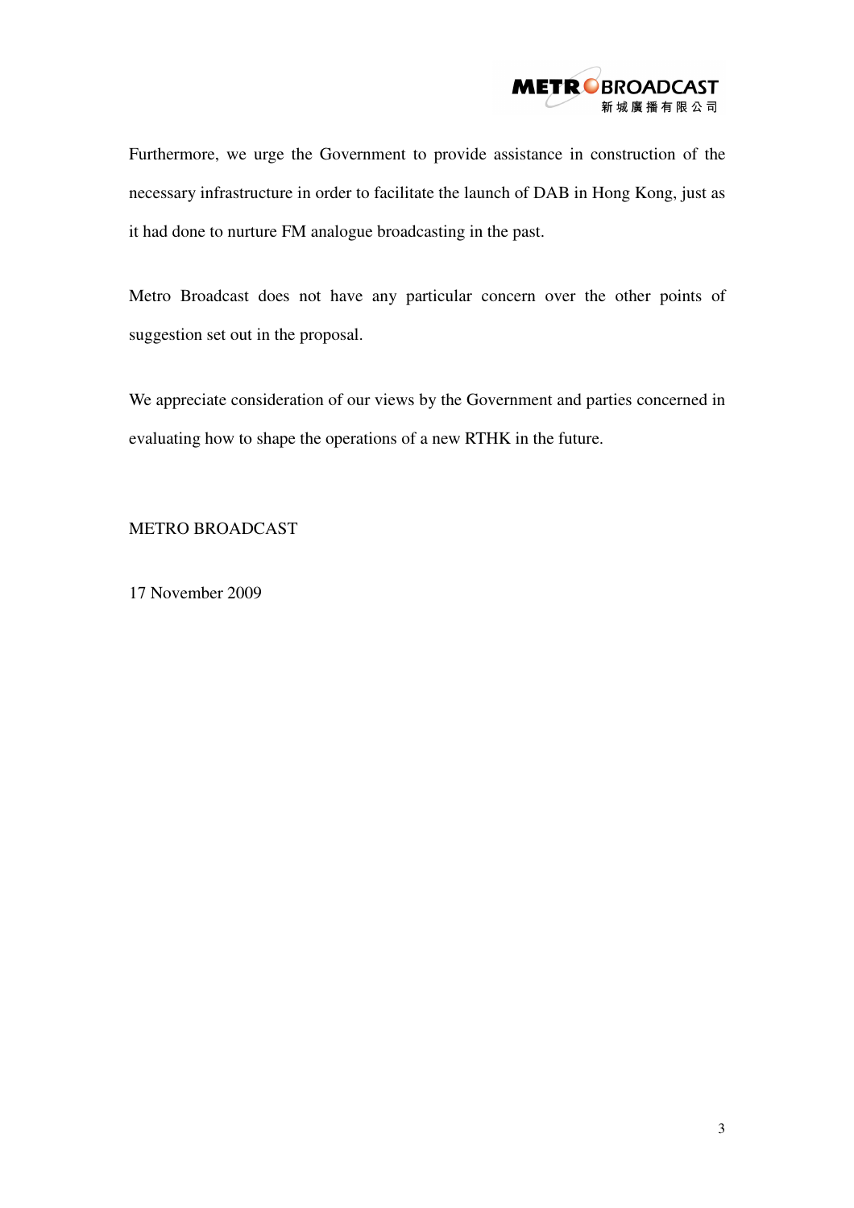Furthermore, we urge the Government to provide assistance in construction of the necessary infrastructure in order to facilitate the launch of DAB in Hong Kong, just as it had done to nurture FM analogue broadcasting in the past.

Metro Broadcast does not have any particular concern over the other points of suggestion set out in the proposal.

We appreciate consideration of our views by the Government and parties concerned in evaluating how to shape the operations of a new RTHK in the future.

METRO BROADCAST

17 November 2009